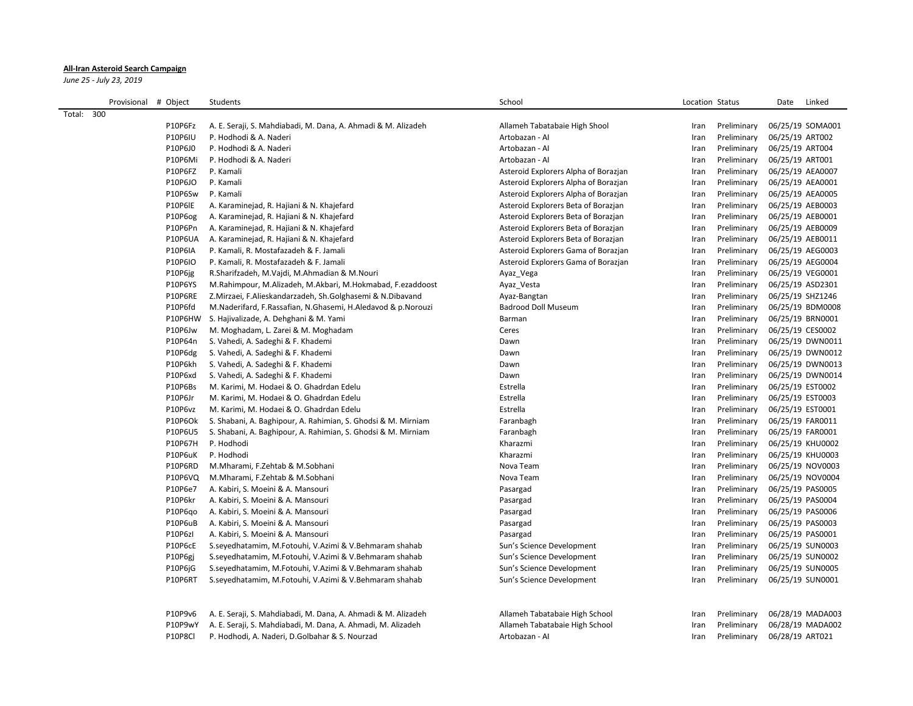**All-Iran Asteroid Search Campaign**

*June 25 - July 23, 2019*

| Provisional # | Object | Students | School | Location | Status | Date | Linked |
|---|---|---|---|---|---|---|---|
| Total: 300 | | | | | | | |
| | P10P6Fz | A. E. Seraji, S. Mahdiabadi, M. Dana, A. Ahmadi & M. Alizadeh | Allameh Tabatabaie High Shool | Iran | Preliminary | 06/25/19 | SOMA001 |
| | P10P6IU | P. Hodhodi & A. Naderi | Artobazan - AI | Iran | Preliminary | 06/25/19 | ART002 |
| | P10P6J0 | P. Hodhodi & A. Naderi | Artobazan - AI | Iran | Preliminary | 06/25/19 | ART004 |
| | P10P6Mi | P. Hodhodi & A. Naderi | Artobazan - AI | Iran | Preliminary | 06/25/19 | ART001 |
| | P10P6FZ | P. Kamali | Asteroid Explorers Alpha of Borazjan | Iran | Preliminary | 06/25/19 | AEA0007 |
| | P10P6JO | P. Kamali | Asteroid Explorers Alpha of Borazjan | Iran | Preliminary | 06/25/19 | AEA0001 |
| | P10P6Sw | P. Kamali | Asteroid Explorers Alpha of Borazjan | Iran | Preliminary | 06/25/19 | AEA0005 |
| | P10P6lE | A. Karaminejad, R. Hajiani & N. Khajefard | Asteroid Explorers Beta of Borazjan | Iran | Preliminary | 06/25/19 | AEB0003 |
| | P10P6og | A. Karaminejad, R. Hajiani & N. Khajefard | Asteroid Explorers Beta of Borazjan | Iran | Preliminary | 06/25/19 | AEB0001 |
| | P10P6Pn | A. Karaminejad, R. Hajiani & N. Khajefard | Asteroid Explorers Beta of Borazjan | Iran | Preliminary | 06/25/19 | AEB0009 |
| | P10P6UA | A. Karaminejad, R. Hajiani & N. Khajefard | Asteroid Explorers Beta of Borazjan | Iran | Preliminary | 06/25/19 | AEB0011 |
| | P10P6lA | P. Kamali, R. Mostafazadeh & F. Jamali | Asteroid Explorers Gama of Borazjan | Iran | Preliminary | 06/25/19 | AEG0003 |
| | P10P6lO | P. Kamali, R. Mostafazadeh & F. Jamali | Asteroid Explorers Gama of Borazjan | Iran | Preliminary | 06/25/19 | AEG0004 |
| | P10P6jg | R.Sharifzadeh, M.Vajdi, M.Ahmadian & M.Nouri | Ayaz_Vega | Iran | Preliminary | 06/25/19 | VEG0001 |
| | P10P6YS | M.Rahimpour, M.Alizadeh, M.Akbari, M.Hokmabad, F.ezaddoost | Ayaz_Vesta | Iran | Preliminary | 06/25/19 | ASD2301 |
| | P10P6RE | Z.Mirzaei, F.Alieskandarzadeh, Sh.Golghasemi & N.Dibavand | Ayaz-Bangtan | Iran | Preliminary | 06/25/19 | SHZ1246 |
| | P10P6fd | M.Naderifard, F.Rassafian, N.Ghasemi, H.Aledavod & p.Norouzi | Badrood Doll Museum | Iran | Preliminary | 06/25/19 | BDM0008 |
| | P10P6HW | S. Hajivalizade, A. Dehghani & M. Yami | Barman | Iran | Preliminary | 06/25/19 | BRN0001 |
| | P10P6Jw | M. Moghadam, L. Zarei & M. Moghadam | Ceres | Iran | Preliminary | 06/25/19 | CES0002 |
| | P10P64n | S. Vahedi, A. Sadeghi & F. Khademi | Dawn | Iran | Preliminary | 06/25/19 | DWN0011 |
| | P10P6dg | S. Vahedi, A. Sadeghi & F. Khademi | Dawn | Iran | Preliminary | 06/25/19 | DWN0012 |
| | P10P6kh | S. Vahedi, A. Sadeghi & F. Khademi | Dawn | Iran | Preliminary | 06/25/19 | DWN0013 |
| | P10P6xd | S. Vahedi, A. Sadeghi & F. Khademi | Dawn | Iran | Preliminary | 06/25/19 | DWN0014 |
| | P10P6Bs | M. Karimi, M. Hodaei & O. Ghadrdan Edelu | Estrella | Iran | Preliminary | 06/25/19 | EST0002 |
| | P10P6Jr | M. Karimi, M. Hodaei & O. Ghadrdan Edelu | Estrella | Iran | Preliminary | 06/25/19 | EST0003 |
| | P10P6vz | M. Karimi, M. Hodaei & O. Ghadrdan Edelu | Estrella | Iran | Preliminary | 06/25/19 | EST0001 |
| | P10P6Ok | S. Shabani, A. Baghipour, A. Rahimian, S. Ghodsi & M. Mirniam | Faranbagh | Iran | Preliminary | 06/25/19 | FAR0011 |
| | P10P6U5 | S. Shabani, A. Baghipour, A. Rahimian, S. Ghodsi & M. Mirniam | Faranbagh | Iran | Preliminary | 06/25/19 | FAR0001 |
| | P10P67H | P. Hodhodi | Kharazmi | Iran | Preliminary | 06/25/19 | KHU0002 |
| | P10P6uK | P. Hodhodi | Kharazmi | Iran | Preliminary | 06/25/19 | KHU0003 |
| | P10P6RD | M.Mharami, F.Zehtab & M.Sobhani | Nova Team | Iran | Preliminary | 06/25/19 | NOV0003 |
| | P10P6VQ | M.Mharami, F.Zehtab & M.Sobhani | Nova Team | Iran | Preliminary | 06/25/19 | NOV0004 |
| | P10P6e7 | A. Kabiri, S. Moeini & A. Mansouri | Pasargad | Iran | Preliminary | 06/25/19 | PAS0005 |
| | P10P6kr | A. Kabiri, S. Moeini & A. Mansouri | Pasargad | Iran | Preliminary | 06/25/19 | PAS0004 |
| | P10P6qo | A. Kabiri, S. Moeini & A. Mansouri | Pasargad | Iran | Preliminary | 06/25/19 | PAS0006 |
| | P10P6uB | A. Kabiri, S. Moeini & A. Mansouri | Pasargad | Iran | Preliminary | 06/25/19 | PAS0003 |
| | P10P6zl | A. Kabiri, S. Moeini & A. Mansouri | Pasargad | Iran | Preliminary | 06/25/19 | PAS0001 |
| | P10P6cE | S.seyedhatamim, M.Fotouhi, V.Azimi & V.Behmaram shahab | Sun's Science Development | Iran | Preliminary | 06/25/19 | SUN0003 |
| | P10P6gj | S.seyedhatamim, M.Fotouhi, V.Azimi & V.Behmaram shahab | Sun's Science Development | Iran | Preliminary | 06/25/19 | SUN0002 |
| | P10P6jG | S.seyedhatamim, M.Fotouhi, V.Azimi & V.Behmaram shahab | Sun's Science Development | Iran | Preliminary | 06/25/19 | SUN0005 |
| | P10P6RT | S.seyedhatamim, M.Fotouhi, V.Azimi & V.Behmaram shahab | Sun's Science Development | Iran | Preliminary | 06/25/19 | SUN0001 |
| | | | | | | | |
| | P10P9v6 | A. E. Seraji, S. Mahdiabadi, M. Dana, A. Ahmadi & M. Alizadeh | Allameh Tabatabaie High School | Iran | Preliminary | 06/28/19 | MADA003 |
| | P10P9wY | A. E. Seraji, S. Mahdiabadi, M. Dana, A. Ahmadi, M. Alizadeh | Allameh Tabatabaie High School | Iran | Preliminary | 06/28/19 | MADA002 |
| | P10P8Cl | P. Hodhodi, A. Naderi, D.Golbahar & S. Nourzad | Artobazan - AI | Iran | Preliminary | 06/28/19 | ART021 |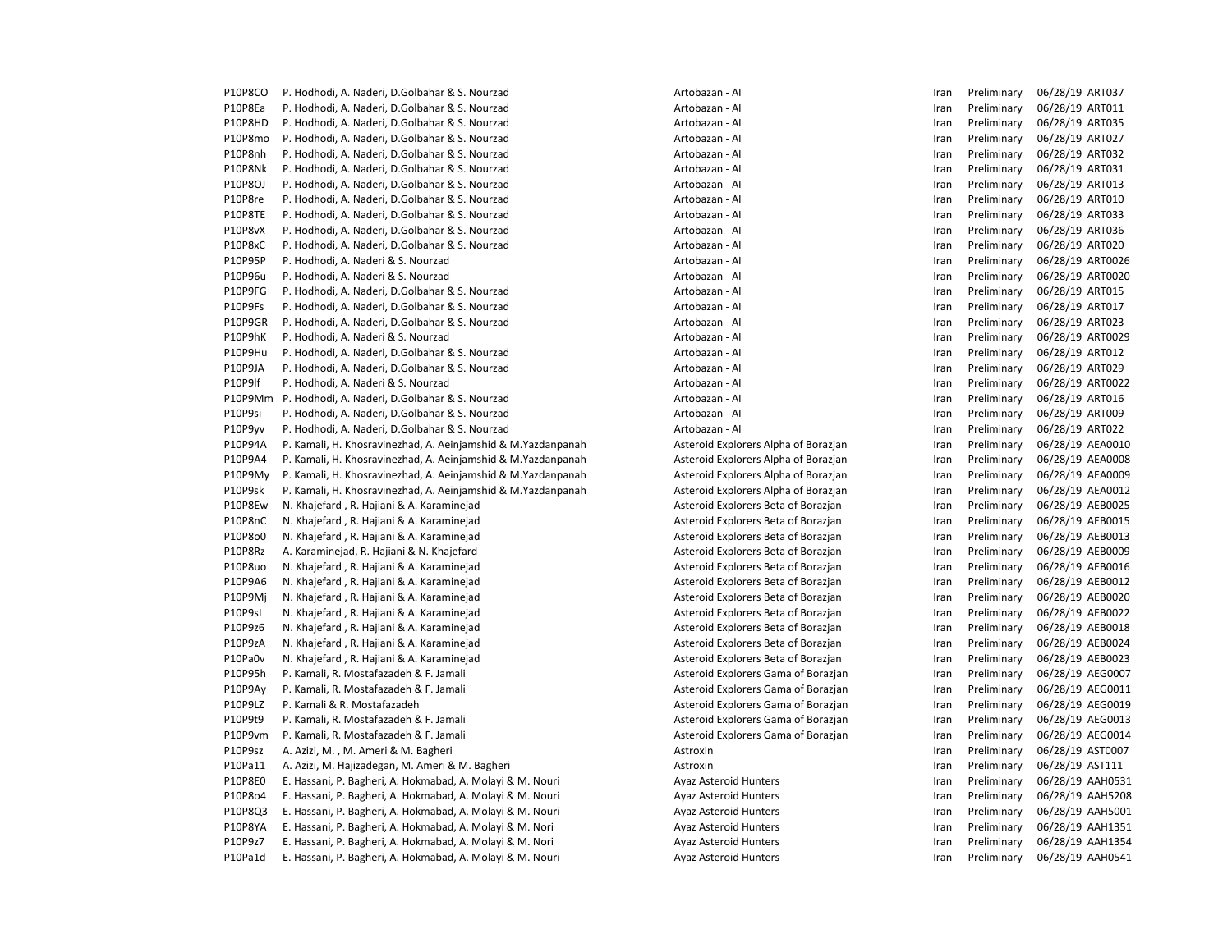| | | | | | | |
|---|---|---|---|---|---|---|
| P10P8CO | P. Hodhodi, A. Naderi, D.Golbahar & S. Nourzad | Artobazan - AI | Iran | Preliminary | 06/28/19 | ART037 |
| P10P8Ea | P. Hodhodi, A. Naderi, D.Golbahar & S. Nourzad | Artobazan - AI | Iran | Preliminary | 06/28/19 | ART011 |
| P10P8HD | P. Hodhodi, A. Naderi, D.Golbahar & S. Nourzad | Artobazan - AI | Iran | Preliminary | 06/28/19 | ART035 |
| P10P8mo | P. Hodhodi, A. Naderi, D.Golbahar & S. Nourzad | Artobazan - AI | Iran | Preliminary | 06/28/19 | ART027 |
| P10P8nh | P. Hodhodi, A. Naderi, D.Golbahar & S. Nourzad | Artobazan - AI | Iran | Preliminary | 06/28/19 | ART032 |
| P10P8Nk | P. Hodhodi, A. Naderi, D.Golbahar & S. Nourzad | Artobazan - AI | Iran | Preliminary | 06/28/19 | ART031 |
| P10P8OJ | P. Hodhodi, A. Naderi, D.Golbahar & S. Nourzad | Artobazan - AI | Iran | Preliminary | 06/28/19 | ART013 |
| P10P8re | P. Hodhodi, A. Naderi, D.Golbahar & S. Nourzad | Artobazan - AI | Iran | Preliminary | 06/28/19 | ART010 |
| P10P8TE | P. Hodhodi, A. Naderi, D.Golbahar & S. Nourzad | Artobazan - AI | Iran | Preliminary | 06/28/19 | ART033 |
| P10P8vX | P. Hodhodi, A. Naderi, D.Golbahar & S. Nourzad | Artobazan - AI | Iran | Preliminary | 06/28/19 | ART036 |
| P10P8xC | P. Hodhodi, A. Naderi, D.Golbahar & S. Nourzad | Artobazan - AI | Iran | Preliminary | 06/28/19 | ART020 |
| P10P95P | P. Hodhodi, A. Naderi & S. Nourzad | Artobazan - AI | Iran | Preliminary | 06/28/19 | ART0026 |
| P10P96u | P. Hodhodi, A. Naderi & S. Nourzad | Artobazan - AI | Iran | Preliminary | 06/28/19 | ART0020 |
| P10P9FG | P. Hodhodi, A. Naderi, D.Golbahar & S. Nourzad | Artobazan - AI | Iran | Preliminary | 06/28/19 | ART015 |
| P10P9Fs | P. Hodhodi, A. Naderi, D.Golbahar & S. Nourzad | Artobazan - AI | Iran | Preliminary | 06/28/19 | ART017 |
| P10P9GR | P. Hodhodi, A. Naderi, D.Golbahar & S. Nourzad | Artobazan - AI | Iran | Preliminary | 06/28/19 | ART023 |
| P10P9hK | P. Hodhodi, A. Naderi & S. Nourzad | Artobazan - AI | Iran | Preliminary | 06/28/19 | ART0029 |
| P10P9Hu | P. Hodhodi, A. Naderi, D.Golbahar & S. Nourzad | Artobazan - AI | Iran | Preliminary | 06/28/19 | ART012 |
| P10P9JA | P. Hodhodi, A. Naderi, D.Golbahar & S. Nourzad | Artobazan - AI | Iran | Preliminary | 06/28/19 | ART029 |
| P10P9lf | P. Hodhodi, A. Naderi & S. Nourzad | Artobazan - AI | Iran | Preliminary | 06/28/19 | ART0022 |
| P10P9Mm | P. Hodhodi, A. Naderi, D.Golbahar & S. Nourzad | Artobazan - AI | Iran | Preliminary | 06/28/19 | ART016 |
| P10P9si | P. Hodhodi, A. Naderi, D.Golbahar & S. Nourzad | Artobazan - AI | Iran | Preliminary | 06/28/19 | ART009 |
| P10P9yv | P. Hodhodi, A. Naderi, D.Golbahar & S. Nourzad | Artobazan - AI | Iran | Preliminary | 06/28/19 | ART022 |
| P10P94A | P. Kamali, H. Khosravinezhad, A. Aeinjamshid & M.Yazdanpanah | Asteroid Explorers Alpha of Borazjan | Iran | Preliminary | 06/28/19 | AEA0010 |
| P10P9A4 | P. Kamali, H. Khosravinezhad, A. Aeinjamshid & M.Yazdanpanah | Asteroid Explorers Alpha of Borazjan | Iran | Preliminary | 06/28/19 | AEA0008 |
| P10P9My | P. Kamali, H. Khosravinezhad, A. Aeinjamshid & M.Yazdanpanah | Asteroid Explorers Alpha of Borazjan | Iran | Preliminary | 06/28/19 | AEA0009 |
| P10P9sk | P. Kamali, H. Khosravinezhad, A. Aeinjamshid & M.Yazdanpanah | Asteroid Explorers Alpha of Borazjan | Iran | Preliminary | 06/28/19 | AEA0012 |
| P10P8Ew | N. Khajefard , R. Hajiani & A. Karaminejad | Asteroid Explorers Beta of Borazjan | Iran | Preliminary | 06/28/19 | AEB0025 |
| P10P8nC | N. Khajefard , R. Hajiani & A. Karaminejad | Asteroid Explorers Beta of Borazjan | Iran | Preliminary | 06/28/19 | AEB0015 |
| P10P8o0 | N. Khajefard , R. Hajiani & A. Karaminejad | Asteroid Explorers Beta of Borazjan | Iran | Preliminary | 06/28/19 | AEB0013 |
| P10P8Rz | A. Karaminejad, R. Hajiani & N. Khajefard | Asteroid Explorers Beta of Borazjan | Iran | Preliminary | 06/28/19 | AEB0009 |
| P10P8uo | N. Khajefard , R. Hajiani & A. Karaminejad | Asteroid Explorers Beta of Borazjan | Iran | Preliminary | 06/28/19 | AEB0016 |
| P10P9A6 | N. Khajefard , R. Hajiani & A. Karaminejad | Asteroid Explorers Beta of Borazjan | Iran | Preliminary | 06/28/19 | AEB0012 |
| P10P9Mj | N. Khajefard , R. Hajiani & A. Karaminejad | Asteroid Explorers Beta of Borazjan | Iran | Preliminary | 06/28/19 | AEB0020 |
| P10P9sI | N. Khajefard , R. Hajiani & A. Karaminejad | Asteroid Explorers Beta of Borazjan | Iran | Preliminary | 06/28/19 | AEB0022 |
| P10P9z6 | N. Khajefard , R. Hajiani & A. Karaminejad | Asteroid Explorers Beta of Borazjan | Iran | Preliminary | 06/28/19 | AEB0018 |
| P10P9zA | N. Khajefard , R. Hajiani & A. Karaminejad | Asteroid Explorers Beta of Borazjan | Iran | Preliminary | 06/28/19 | AEB0024 |
| P10Pa0v | N. Khajefard , R. Hajiani & A. Karaminejad | Asteroid Explorers Beta of Borazjan | Iran | Preliminary | 06/28/19 | AEB0023 |
| P10P95h | P. Kamali, R. Mostafazadeh & F. Jamali | Asteroid Explorers Gama of Borazjan | Iran | Preliminary | 06/28/19 | AEG0007 |
| P10P9Ay | P. Kamali, R. Mostafazadeh & F. Jamali | Asteroid Explorers Gama of Borazjan | Iran | Preliminary | 06/28/19 | AEG0011 |
| P10P9LZ | P. Kamali & R. Mostafazadeh | Asteroid Explorers Gama of Borazjan | Iran | Preliminary | 06/28/19 | AEG0019 |
| P10P9t9 | P. Kamali, R. Mostafazadeh & F. Jamali | Asteroid Explorers Gama of Borazjan | Iran | Preliminary | 06/28/19 | AEG0013 |
| P10P9vm | P. Kamali, R. Mostafazadeh & F. Jamali | Asteroid Explorers Gama of Borazjan | Iran | Preliminary | 06/28/19 | AEG0014 |
| P10P9sz | A. Azizi, M. , M. Ameri & M. Bagheri | Astroxin | Iran | Preliminary | 06/28/19 | AST0007 |
| P10Pa11 | A. Azizi, M. Hajizadegan, M. Ameri & M. Bagheri | Astroxin | Iran | Preliminary | 06/28/19 | AST111 |
| P10P8E0 | E. Hassani, P. Bagheri, A. Hokmabad, A. Molayi & M. Nouri | Ayaz Asteroid Hunters | Iran | Preliminary | 06/28/19 | AAH0531 |
| P10P8o4 | E. Hassani, P. Bagheri, A. Hokmabad, A. Molayi & M. Nouri | Ayaz Asteroid Hunters | Iran | Preliminary | 06/28/19 | AAH5208 |
| P10P8Q3 | E. Hassani, P. Bagheri, A. Hokmabad, A. Molayi & M. Nouri | Ayaz Asteroid Hunters | Iran | Preliminary | 06/28/19 | AAH5001 |
| P10P8YA | E. Hassani, P. Bagheri, A. Hokmabad, A. Molayi & M. Nori | Ayaz Asteroid Hunters | Iran | Preliminary | 06/28/19 | AAH1351 |
| P10P9z7 | E. Hassani, P. Bagheri, A. Hokmabad, A. Molayi & M. Nori | Ayaz Asteroid Hunters | Iran | Preliminary | 06/28/19 | AAH1354 |
| P10Pa1d | E. Hassani, P. Bagheri, A. Hokmabad, A. Molayi & M. Nouri | Ayaz Asteroid Hunters | Iran | Preliminary | 06/28/19 | AAH0541 |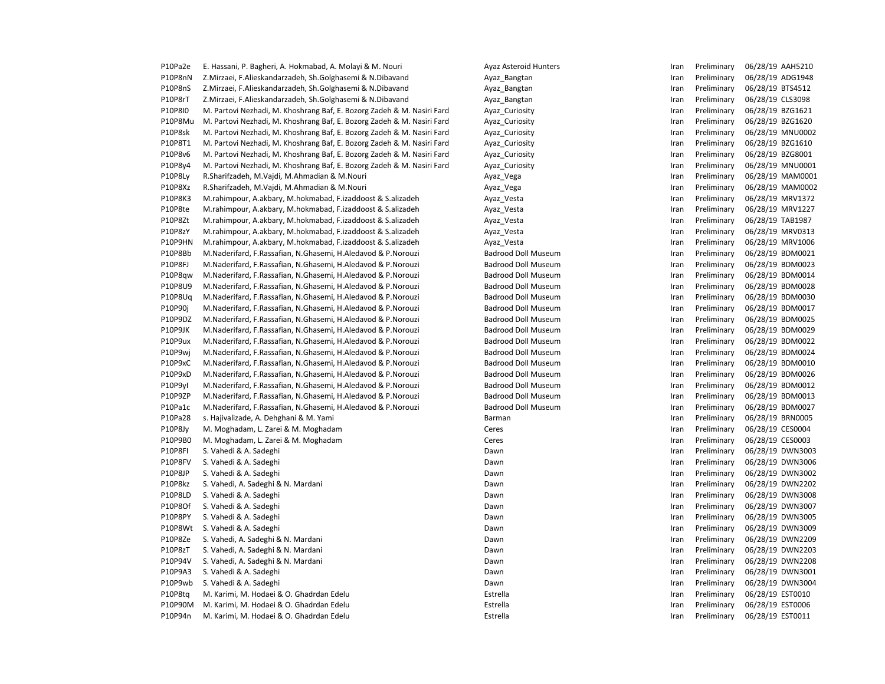| | | | | | | |
|---|---|---|---|---|---|---|
| P10Pa2e | E. Hassani, P. Bagheri, A. Hokmabad, A. Molayi & M. Nouri | Ayaz Asteroid Hunters | Iran | Preliminary | 06/28/19 | AAH5210 |
| P10P8nN | Z.Mirzaei, F.Alieskandarzadeh, Sh.Golghasemi & N.Dibavand | Ayaz_Bangtan | Iran | Preliminary | 06/28/19 | ADG1948 |
| P10P8nS | Z.Mirzaei, F.Alieskandarzadeh, Sh.Golghasemi & N.Dibavand | Ayaz_Bangtan | Iran | Preliminary | 06/28/19 | BTS4512 |
| P10P8rT | Z.Mirzaei, F.Alieskandarzadeh, Sh.Golghasemi & N.Dibavand | Ayaz_Bangtan | Iran | Preliminary | 06/28/19 | CLS3098 |
| P10P8I0 | M. Partovi Nezhadi, M. Khoshrang Baf, E. Bozorg Zadeh & M. Nasiri Fard | Ayaz_Curiosity | Iran | Preliminary | 06/28/19 | BZG1621 |
| P10P8Mu | M. Partovi Nezhadi, M. Khoshrang Baf, E. Bozorg Zadeh & M. Nasiri Fard | Ayaz_Curiosity | Iran | Preliminary | 06/28/19 | BZG1620 |
| P10P8sk | M. Partovi Nezhadi, M. Khoshrang Baf, E. Bozorg Zadeh & M. Nasiri Fard | Ayaz_Curiosity | Iran | Preliminary | 06/28/19 | MNU0002 |
| P10P8T1 | M. Partovi Nezhadi, M. Khoshrang Baf, E. Bozorg Zadeh & M. Nasiri Fard | Ayaz_Curiosity | Iran | Preliminary | 06/28/19 | BZG1610 |
| P10P8v6 | M. Partovi Nezhadi, M. Khoshrang Baf, E. Bozorg Zadeh & M. Nasiri Fard | Ayaz_Curiosity | Iran | Preliminary | 06/28/19 | BZG8001 |
| P10P8y4 | M. Partovi Nezhadi, M. Khoshrang Baf, E. Bozorg Zadeh & M. Nasiri Fard | Ayaz_Curiosity | Iran | Preliminary | 06/28/19 | MNU0001 |
| P10P8Ly | R.Sharifzadeh, M.Vajdi, M.Ahmadian & M.Nouri | Ayaz_Vega | Iran | Preliminary | 06/28/19 | MAM0001 |
| P10P8Xz | R.Sharifzadeh, M.Vajdi, M.Ahmadian & M.Nouri | Ayaz_Vega | Iran | Preliminary | 06/28/19 | MAM0002 |
| P10P8K3 | M.rahimpour, A.akbary, M.hokmabad, F.izaddoost & S.alizadeh | Ayaz_Vesta | Iran | Preliminary | 06/28/19 | MRV1372 |
| P10P8te | M.rahimpour, A.akbary, M.hokmabad, F.izaddoost & S.alizadeh | Ayaz_Vesta | Iran | Preliminary | 06/28/19 | MRV1227 |
| P10P8Zt | M.rahimpour, A.akbary, M.hokmabad, F.izaddoost & S.alizadeh | Ayaz_Vesta | Iran | Preliminary | 06/28/19 | TAB1987 |
| P10P8zY | M.rahimpour, A.akbary, M.hokmabad, F.izaddoost & S.alizadeh | Ayaz_Vesta | Iran | Preliminary | 06/28/19 | MRV0313 |
| P10P9HN | M.rahimpour, A.akbary, M.hokmabad, F.izaddoost & S.alizadeh | Ayaz_Vesta | Iran | Preliminary | 06/28/19 | MRV1006 |
| P10P8Bb | M.Naderifard, F.Rassafian, N.Ghasemi, H.Aledavod & P.Norouzi | Badrood Doll Museum | Iran | Preliminary | 06/28/19 | BDM0021 |
| P10P8FJ | M.Naderifard, F.Rassafian, N.Ghasemi, H.Aledavod & P.Norouzi | Badrood Doll Museum | Iran | Preliminary | 06/28/19 | BDM0023 |
| P10P8qw | M.Naderifard, F.Rassafian, N.Ghasemi, H.Aledavod & P.Norouzi | Badrood Doll Museum | Iran | Preliminary | 06/28/19 | BDM0014 |
| P10P8U9 | M.Naderifard, F.Rassafian, N.Ghasemi, H.Aledavod & P.Norouzi | Badrood Doll Museum | Iran | Preliminary | 06/28/19 | BDM0028 |
| P10P8Uq | M.Naderifard, F.Rassafian, N.Ghasemi, H.Aledavod & P.Norouzi | Badrood Doll Museum | Iran | Preliminary | 06/28/19 | BDM0030 |
| P10P90j | M.Naderifard, F.Rassafian, N.Ghasemi, H.Aledavod & P.Norouzi | Badrood Doll Museum | Iran | Preliminary | 06/28/19 | BDM0017 |
| P10P9DZ | M.Naderifard, F.Rassafian, N.Ghasemi, H.Aledavod & P.Norouzi | Badrood Doll Museum | Iran | Preliminary | 06/28/19 | BDM0025 |
| P10P9JK | M.Naderifard, F.Rassafian, N.Ghasemi, H.Aledavod & P.Norouzi | Badrood Doll Museum | Iran | Preliminary | 06/28/19 | BDM0029 |
| P10P9ux | M.Naderifard, F.Rassafian, N.Ghasemi, H.Aledavod & P.Norouzi | Badrood Doll Museum | Iran | Preliminary | 06/28/19 | BDM0022 |
| P10P9wj | M.Naderifard, F.Rassafian, N.Ghasemi, H.Aledavod & P.Norouzi | Badrood Doll Museum | Iran | Preliminary | 06/28/19 | BDM0024 |
| P10P9xC | M.Naderifard, F.Rassafian, N.Ghasemi, H.Aledavod & P.Norouzi | Badrood Doll Museum | Iran | Preliminary | 06/28/19 | BDM0010 |
| P10P9xD | M.Naderifard, F.Rassafian, N.Ghasemi, H.Aledavod & P.Norouzi | Badrood Doll Museum | Iran | Preliminary | 06/28/19 | BDM0026 |
| P10P9yI | M.Naderifard, F.Rassafian, N.Ghasemi, H.Aledavod & P.Norouzi | Badrood Doll Museum | Iran | Preliminary | 06/28/19 | BDM0012 |
| P10P9ZP | M.Naderifard, F.Rassafian, N.Ghasemi, H.Aledavod & P.Norouzi | Badrood Doll Museum | Iran | Preliminary | 06/28/19 | BDM0013 |
| P10Pa1c | M.Naderifard, F.Rassafian, N.Ghasemi, H.Aledavod & P.Norouzi | Badrood Doll Museum | Iran | Preliminary | 06/28/19 | BDM0027 |
| P10Pa28 | s. Hajivalizade, A. Dehghani & M. Yami | Barman | Iran | Preliminary | 06/28/19 | BRN0005 |
| P10P8Jy | M. Moghadam, L. Zarei & M. Moghadam | Ceres | Iran | Preliminary | 06/28/19 | CES0004 |
| P10P9B0 | M. Moghadam, L. Zarei & M. Moghadam | Ceres | Iran | Preliminary | 06/28/19 | CES0003 |
| P10P8FI | S. Vahedi & A. Sadeghi | Dawn | Iran | Preliminary | 06/28/19 | DWN3003 |
| P10P8FV | S. Vahedi & A. Sadeghi | Dawn | Iran | Preliminary | 06/28/19 | DWN3006 |
| P10P8JP | S. Vahedi & A. Sadeghi | Dawn | Iran | Preliminary | 06/28/19 | DWN3002 |
| P10P8kz | S. Vahedi, A. Sadeghi & N. Mardani | Dawn | Iran | Preliminary | 06/28/19 | DWN2202 |
| P10P8LD | S. Vahedi & A. Sadeghi | Dawn | Iran | Preliminary | 06/28/19 | DWN3008 |
| P10P8Of | S. Vahedi & A. Sadeghi | Dawn | Iran | Preliminary | 06/28/19 | DWN3007 |
| P10P8PY | S. Vahedi & A. Sadeghi | Dawn | Iran | Preliminary | 06/28/19 | DWN3005 |
| P10P8Wt | S. Vahedi & A. Sadeghi | Dawn | Iran | Preliminary | 06/28/19 | DWN3009 |
| P10P8Ze | S. Vahedi, A. Sadeghi & N. Mardani | Dawn | Iran | Preliminary | 06/28/19 | DWN2209 |
| P10P8zT | S. Vahedi, A. Sadeghi & N. Mardani | Dawn | Iran | Preliminary | 06/28/19 | DWN2203 |
| P10P94V | S. Vahedi, A. Sadeghi & N. Mardani | Dawn | Iran | Preliminary | 06/28/19 | DWN2208 |
| P10P9A3 | S. Vahedi & A. Sadeghi | Dawn | Iran | Preliminary | 06/28/19 | DWN3001 |
| P10P9wb | S. Vahedi & A. Sadeghi | Dawn | Iran | Preliminary | 06/28/19 | DWN3004 |
| P10P8tq | M. Karimi, M. Hodaei & O. Ghadrdan Edelu | Estrella | Iran | Preliminary | 06/28/19 | EST0010 |
| P10P90M | M. Karimi, M. Hodaei & O. Ghadrdan Edelu | Estrella | Iran | Preliminary | 06/28/19 | EST0006 |
| P10P94n | M. Karimi, M. Hodaei & O. Ghadrdan Edelu | Estrella | Iran | Preliminary | 06/28/19 | EST0011 |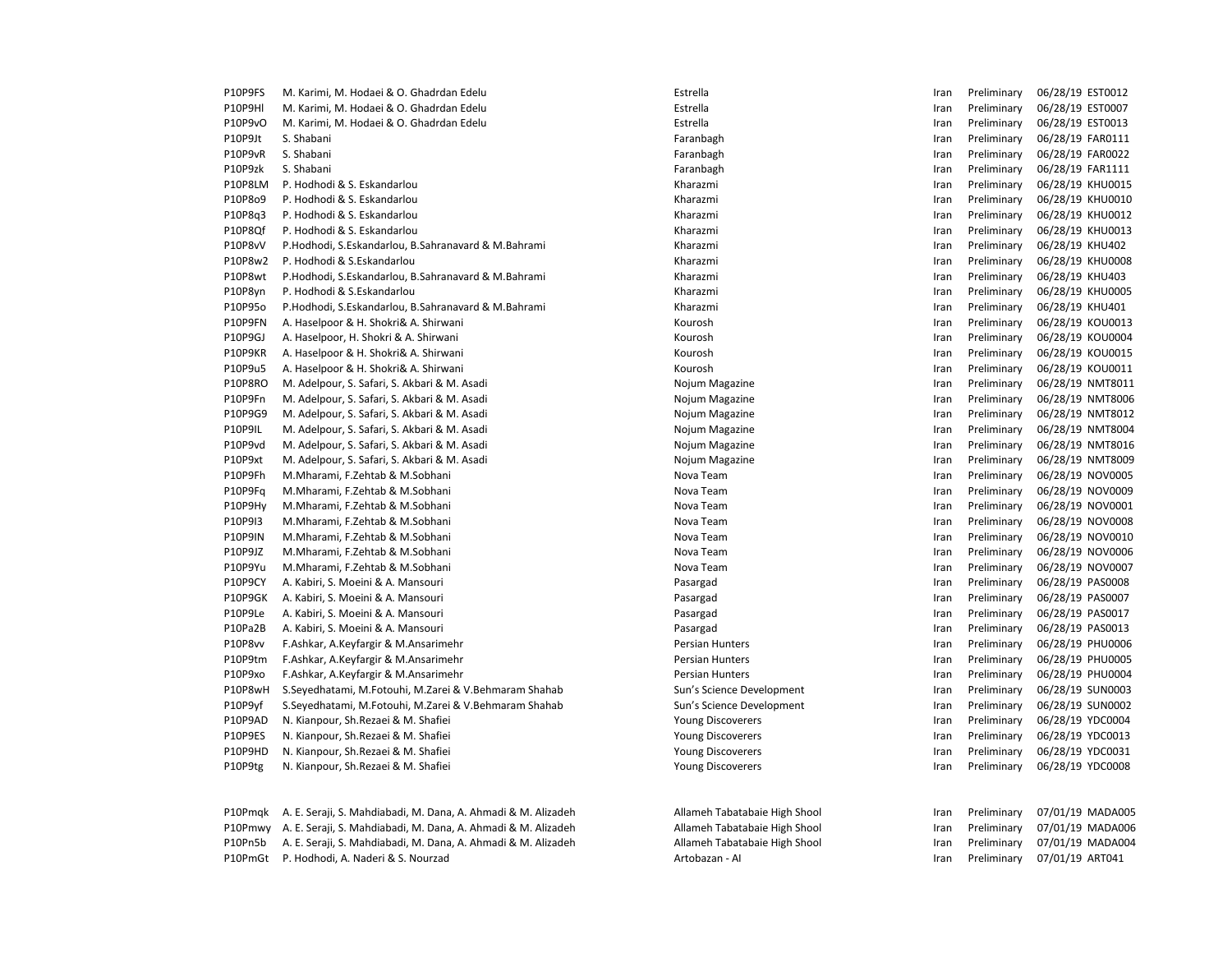| | | | | | | |
|---|---|---|---|---|---|---|
| P10P9FS | M. Karimi, M. Hodaei & O. Ghadrdan Edelu | Estrella | Iran | Preliminary | 06/28/19 | EST0012 |
| P10P9Hl | M. Karimi, M. Hodaei & O. Ghadrdan Edelu | Estrella | Iran | Preliminary | 06/28/19 | EST0007 |
| P10P9vO | M. Karimi, M. Hodaei & O. Ghadrdan Edelu | Estrella | Iran | Preliminary | 06/28/19 | EST0013 |
| P10P9Jt | S. Shabani | Faranbagh | Iran | Preliminary | 06/28/19 | FAR0111 |
| P10P9vR | S. Shabani | Faranbagh | Iran | Preliminary | 06/28/19 | FAR0022 |
| P10P9zk | S. Shabani | Faranbagh | Iran | Preliminary | 06/28/19 | FAR1111 |
| P10P8LM | P. Hodhodi & S. Eskandarlou | Kharazmi | Iran | Preliminary | 06/28/19 | KHU0015 |
| P10P8o9 | P. Hodhodi & S. Eskandarlou | Kharazmi | Iran | Preliminary | 06/28/19 | KHU0010 |
| P10P8q3 | P. Hodhodi & S. Eskandarlou | Kharazmi | Iran | Preliminary | 06/28/19 | KHU0012 |
| P10P8Qf | P. Hodhodi & S. Eskandarlou | Kharazmi | Iran | Preliminary | 06/28/19 | KHU0013 |
| P10P8vV | P.Hodhodi, S.Eskandarlou, B.Sahranavard & M.Bahrami | Kharazmi | Iran | Preliminary | 06/28/19 | KHU402 |
| P10P8w2 | P. Hodhodi & S.Eskandarlou | Kharazmi | Iran | Preliminary | 06/28/19 | KHU0008 |
| P10P8wt | P.Hodhodi, S.Eskandarlou, B.Sahranavard & M.Bahrami | Kharazmi | Iran | Preliminary | 06/28/19 | KHU403 |
| P10P8yn | P. Hodhodi & S.Eskandarlou | Kharazmi | Iran | Preliminary | 06/28/19 | KHU0005 |
| P10P95o | P.Hodhodi, S.Eskandarlou, B.Sahranavard & M.Bahrami | Kharazmi | Iran | Preliminary | 06/28/19 | KHU401 |
| P10P9FN | A. Haselpoor & H. Shokri& A. Shirwani | Kourosh | Iran | Preliminary | 06/28/19 | KOU0013 |
| P10P9GJ | A. Haselpoor, H. Shokri & A. Shirwani | Kourosh | Iran | Preliminary | 06/28/19 | KOU0004 |
| P10P9KR | A. Haselpoor & H. Shokri& A. Shirwani | Kourosh | Iran | Preliminary | 06/28/19 | KOU0015 |
| P10P9u5 | A. Haselpoor & H. Shokri& A. Shirwani | Kourosh | Iran | Preliminary | 06/28/19 | KOU0011 |
| P10P8RO | M. Adelpour, S. Safari, S. Akbari & M. Asadi | Nojum Magazine | Iran | Preliminary | 06/28/19 | NMT8011 |
| P10P9Fn | M. Adelpour, S. Safari, S. Akbari & M. Asadi | Nojum Magazine | Iran | Preliminary | 06/28/19 | NMT8006 |
| P10P9G9 | M. Adelpour, S. Safari, S. Akbari & M. Asadi | Nojum Magazine | Iran | Preliminary | 06/28/19 | NMT8012 |
| P10P9IL | M. Adelpour, S. Safari, S. Akbari & M. Asadi | Nojum Magazine | Iran | Preliminary | 06/28/19 | NMT8004 |
| P10P9vd | M. Adelpour, S. Safari, S. Akbari & M. Asadi | Nojum Magazine | Iran | Preliminary | 06/28/19 | NMT8016 |
| P10P9xt | M. Adelpour, S. Safari, S. Akbari & M. Asadi | Nojum Magazine | Iran | Preliminary | 06/28/19 | NMT8009 |
| P10P9Fh | M.Mharami, F.Zehtab & M.Sobhani | Nova Team | Iran | Preliminary | 06/28/19 | NOV0005 |
| P10P9Fq | M.Mharami, F.Zehtab & M.Sobhani | Nova Team | Iran | Preliminary | 06/28/19 | NOV0009 |
| P10P9Hy | M.Mharami, F.Zehtab & M.Sobhani | Nova Team | Iran | Preliminary | 06/28/19 | NOV0001 |
| P10P9I3 | M.Mharami, F.Zehtab & M.Sobhani | Nova Team | Iran | Preliminary | 06/28/19 | NOV0008 |
| P10P9IN | M.Mharami, F.Zehtab & M.Sobhani | Nova Team | Iran | Preliminary | 06/28/19 | NOV0010 |
| P10P9JZ | M.Mharami, F.Zehtab & M.Sobhani | Nova Team | Iran | Preliminary | 06/28/19 | NOV0006 |
| P10P9Yu | M.Mharami, F.Zehtab & M.Sobhani | Nova Team | Iran | Preliminary | 06/28/19 | NOV0007 |
| P10P9CY | A. Kabiri, S. Moeini & A. Mansouri | Pasargad | Iran | Preliminary | 06/28/19 | PAS0008 |
| P10P9GK | A. Kabiri, S. Moeini & A. Mansouri | Pasargad | Iran | Preliminary | 06/28/19 | PAS0007 |
| P10P9Le | A. Kabiri, S. Moeini & A. Mansouri | Pasargad | Iran | Preliminary | 06/28/19 | PAS0017 |
| P10Pa2B | A. Kabiri, S. Moeini & A. Mansouri | Pasargad | Iran | Preliminary | 06/28/19 | PAS0013 |
| P10P8vv | F.Ashkar, A.Keyfargir & M.Ansarimehr | Persian Hunters | Iran | Preliminary | 06/28/19 | PHU0006 |
| P10P9tm | F.Ashkar, A.Keyfargir & M.Ansarimehr | Persian Hunters | Iran | Preliminary | 06/28/19 | PHU0005 |
| P10P9xo | F.Ashkar, A.Keyfargir & M.Ansarimehr | Persian Hunters | Iran | Preliminary | 06/28/19 | PHU0004 |
| P10P8wH | S.Seyedhatami, M.Fotouhi, M.Zarei & V.Behmaram Shahab | Sun's Science Development | Iran | Preliminary | 06/28/19 | SUN0003 |
| P10P9yf | S.Seyedhatami, M.Fotouhi, M.Zarei & V.Behmaram Shahab | Sun's Science Development | Iran | Preliminary | 06/28/19 | SUN0002 |
| P10P9AD | N. Kianpour, Sh.Rezaei & M. Shafiei | Young Discoverers | Iran | Preliminary | 06/28/19 | YDC0004 |
| P10P9ES | N. Kianpour, Sh.Rezaei & M. Shafiei | Young Discoverers | Iran | Preliminary | 06/28/19 | YDC0013 |
| P10P9HD | N. Kianpour, Sh.Rezaei & M. Shafiei | Young Discoverers | Iran | Preliminary | 06/28/19 | YDC0031 |
| P10P9tg | N. Kianpour, Sh.Rezaei & M. Shafiei | Young Discoverers | Iran | Preliminary | 06/28/19 | YDC0008 |
| | | | | | | |
| P10Pmqk | A. E. Seraji, S. Mahdiabadi, M. Dana, A. Ahmadi & M. Alizadeh | Allameh Tabatabaie High Shool | Iran | Preliminary | 07/01/19 | MADA005 |
| P10Pmwy | A. E. Seraji, S. Mahdiabadi, M. Dana, A. Ahmadi & M. Alizadeh | Allameh Tabatabaie High Shool | Iran | Preliminary | 07/01/19 | MADA006 |
| P10Pn5b | A. E. Seraji, S. Mahdiabadi, M. Dana, A. Ahmadi & M. Alizadeh | Allameh Tabatabaie High Shool | Iran | Preliminary | 07/01/19 | MADA004 |
| P10PmGt | P. Hodhodi, A. Naderi & S. Nourzad | Artobazan - AI | Iran | Preliminary | 07/01/19 | ART041 |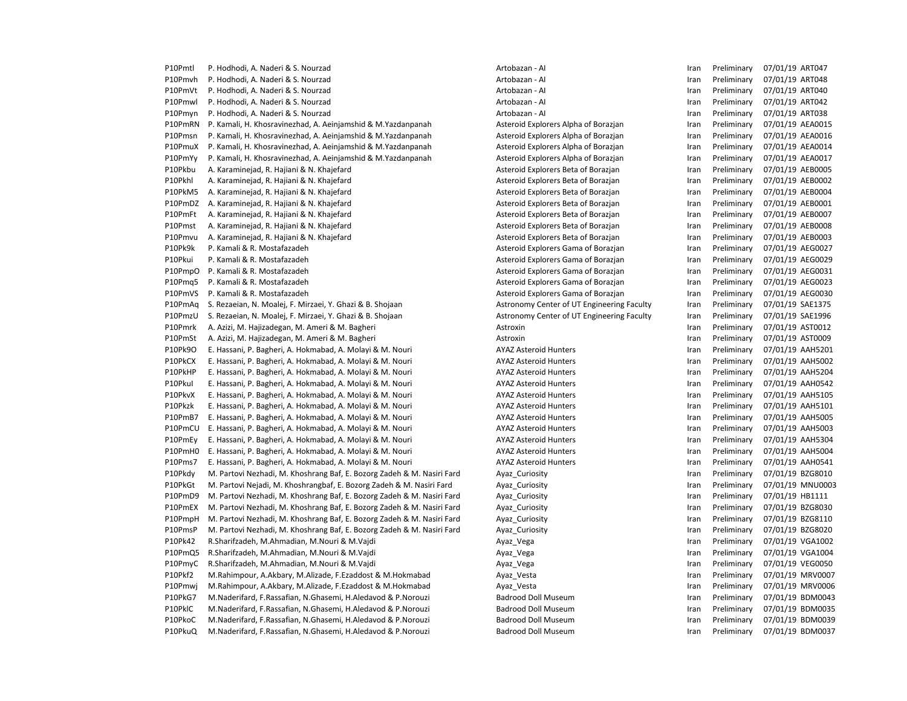| | | | | | | |
|---|---|---|---|---|---|---|
| P10Pmtl | P. Hodhodi, A. Naderi & S. Nourzad | Artobazan - AI | Iran | Preliminary | 07/01/19 | ART047 |
| P10Pmvh | P. Hodhodi, A. Naderi & S. Nourzad | Artobazan - AI | Iran | Preliminary | 07/01/19 | ART048 |
| P10PmVt | P. Hodhodi, A. Naderi & S. Nourzad | Artobazan - AI | Iran | Preliminary | 07/01/19 | ART040 |
| P10Pmwl | P. Hodhodi, A. Naderi & S. Nourzad | Artobazan - AI | Iran | Preliminary | 07/01/19 | ART042 |
| P10Pmyn | P. Hodhodi, A. Naderi & S. Nourzad | Artobazan - AI | Iran | Preliminary | 07/01/19 | ART038 |
| P10PmRN | P. Kamali, H. Khosravinezhad, A. Aeinjamshid & M.Yazdanpanah | Asteroid Explorers Alpha of Borazjan | Iran | Preliminary | 07/01/19 | AEA0015 |
| P10Pmsn | P. Kamali, H. Khosravinezhad, A. Aeinjamshid & M.Yazdanpanah | Asteroid Explorers Alpha of Borazjan | Iran | Preliminary | 07/01/19 | AEA0016 |
| P10PmuX | P. Kamali, H. Khosravinezhad, A. Aeinjamshid & M.Yazdanpanah | Asteroid Explorers Alpha of Borazjan | Iran | Preliminary | 07/01/19 | AEA0014 |
| P10PmYy | P. Kamali, H. Khosravinezhad, A. Aeinjamshid & M.Yazdanpanah | Asteroid Explorers Alpha of Borazjan | Iran | Preliminary | 07/01/19 | AEA0017 |
| P10Pkbu | A. Karaminejad, R. Hajiani & N. Khajefard | Asteroid Explorers Beta of Borazjan | Iran | Preliminary | 07/01/19 | AEB0005 |
| P10Pkhl | A. Karaminejad, R. Hajiani & N. Khajefard | Asteroid Explorers Beta of Borazjan | Iran | Preliminary | 07/01/19 | AEB0002 |
| P10PkM5 | A. Karaminejad, R. Hajiani & N. Khajefard | Asteroid Explorers Beta of Borazjan | Iran | Preliminary | 07/01/19 | AEB0004 |
| P10PmDZ | A. Karaminejad, R. Hajiani & N. Khajefard | Asteroid Explorers Beta of Borazjan | Iran | Preliminary | 07/01/19 | AEB0001 |
| P10PmFt | A. Karaminejad, R. Hajiani & N. Khajefard | Asteroid Explorers Beta of Borazjan | Iran | Preliminary | 07/01/19 | AEB0007 |
| P10Pmst | A. Karaminejad, R. Hajiani & N. Khajefard | Asteroid Explorers Beta of Borazjan | Iran | Preliminary | 07/01/19 | AEB0008 |
| P10Pmvu | A. Karaminejad, R. Hajiani & N. Khajefard | Asteroid Explorers Beta of Borazjan | Iran | Preliminary | 07/01/19 | AEB0003 |
| P10Pk9k | P. Kamali & R. Mostafazadeh | Asteroid Explorers Gama of Borazjan | Iran | Preliminary | 07/01/19 | AEG0027 |
| P10Pkui | P. Kamali & R. Mostafazadeh | Asteroid Explorers Gama of Borazjan | Iran | Preliminary | 07/01/19 | AEG0029 |
| P10PmpO | P. Kamali & R. Mostafazadeh | Asteroid Explorers Gama of Borazjan | Iran | Preliminary | 07/01/19 | AEG0031 |
| P10Pmq5 | P. Kamali & R. Mostafazadeh | Asteroid Explorers Gama of Borazjan | Iran | Preliminary | 07/01/19 | AEG0023 |
| P10PmVS | P. Kamali & R. Mostafazadeh | Asteroid Explorers Gama of Borazjan | Iran | Preliminary | 07/01/19 | AEG0030 |
| P10PmAq | S. Rezaeian, N. Moalej, F. Mirzaei, Y. Ghazi & B. Shojaan | Astronomy Center of UT Engineering Faculty | Iran | Preliminary | 07/01/19 | SAE1375 |
| P10PmzU | S. Rezaeian, N. Moalej, F. Mirzaei, Y. Ghazi & B. Shojaan | Astronomy Center of UT Engineering Faculty | Iran | Preliminary | 07/01/19 | SAE1996 |
| P10Pmrk | A. Azizi, M. Hajizadegan, M. Ameri & M. Bagheri | Astroxin | Iran | Preliminary | 07/01/19 | AST0012 |
| P10PmSt | A. Azizi, M. Hajizadegan, M. Ameri & M. Bagheri | Astroxin | Iran | Preliminary | 07/01/19 | AST0009 |
| P10Pk9O | E. Hassani, P. Bagheri, A. Hokmabad, A. Molayi & M. Nouri | AYAZ Asteroid Hunters | Iran | Preliminary | 07/01/19 | AAH5201 |
| P10PkCX | E. Hassani, P. Bagheri, A. Hokmabad, A. Molayi & M. Nouri | AYAZ Asteroid Hunters | Iran | Preliminary | 07/01/19 | AAH5002 |
| P10PkHP | E. Hassani, P. Bagheri, A. Hokmabad, A. Molayi & M. Nouri | AYAZ Asteroid Hunters | Iran | Preliminary | 07/01/19 | AAH5204 |
| P10PkuI | E. Hassani, P. Bagheri, A. Hokmabad, A. Molayi & M. Nouri | AYAZ Asteroid Hunters | Iran | Preliminary | 07/01/19 | AAH0542 |
| P10PkvX | E. Hassani, P. Bagheri, A. Hokmabad, A. Molayi & M. Nouri | AYAZ Asteroid Hunters | Iran | Preliminary | 07/01/19 | AAH5105 |
| P10Pkzk | E. Hassani, P. Bagheri, A. Hokmabad, A. Molayi & M. Nouri | AYAZ Asteroid Hunters | Iran | Preliminary | 07/01/19 | AAH5101 |
| P10PmB7 | E. Hassani, P. Bagheri, A. Hokmabad, A. Molayi & M. Nouri | AYAZ Asteroid Hunters | Iran | Preliminary | 07/01/19 | AAH5005 |
| P10PmCU | E. Hassani, P. Bagheri, A. Hokmabad, A. Molayi & M. Nouri | AYAZ Asteroid Hunters | Iran | Preliminary | 07/01/19 | AAH5003 |
| P10PmEy | E. Hassani, P. Bagheri, A. Hokmabad, A. Molayi & M. Nouri | AYAZ Asteroid Hunters | Iran | Preliminary | 07/01/19 | AAH5304 |
| P10PmH0 | E. Hassani, P. Bagheri, A. Hokmabad, A. Molayi & M. Nouri | AYAZ Asteroid Hunters | Iran | Preliminary | 07/01/19 | AAH5004 |
| P10Pms7 | E. Hassani, P. Bagheri, A. Hokmabad, A. Molayi & M. Nouri | AYAZ Asteroid Hunters | Iran | Preliminary | 07/01/19 | AAH0541 |
| P10Pkdy | M. Partovi Nezhadi, M. Khoshrang Baf, E. Bozorg Zadeh & M. Nasiri Fard | Ayaz_Curiosity | Iran | Preliminary | 07/01/19 | BZG8010 |
| P10PkGt | M. Partovi Nejadi, M. Khoshrangbaf, E. Bozorg Zadeh & M. Nasiri Fard | Ayaz_Curiosity | Iran | Preliminary | 07/01/19 | MNU0003 |
| P10PmD9 | M. Partovi Nezhadi, M. Khoshrang Baf, E. Bozorg Zadeh & M. Nasiri Fard | Ayaz_Curiosity | Iran | Preliminary | 07/01/19 | HB1111 |
| P10PmEX | M. Partovi Nezhadi, M. Khoshrang Baf, E. Bozorg Zadeh & M. Nasiri Fard | Ayaz_Curiosity | Iran | Preliminary | 07/01/19 | BZG8030 |
| P10PmpH | M. Partovi Nezhadi, M. Khoshrang Baf, E. Bozorg Zadeh & M. Nasiri Fard | Ayaz_Curiosity | Iran | Preliminary | 07/01/19 | BZG8110 |
| P10PmsP | M. Partovi Nezhadi, M. Khoshrang Baf, E. Bozorg Zadeh & M. Nasiri Fard | Ayaz_Curiosity | Iran | Preliminary | 07/01/19 | BZG8020 |
| P10Pk42 | R.Sharifzadeh, M.Ahmadian, M.Nouri & M.Vajdi | Ayaz_Vega | Iran | Preliminary | 07/01/19 | VGA1002 |
| P10PmQ5 | R.Sharifzadeh, M.Ahmadian, M.Nouri & M.Vajdi | Ayaz_Vega | Iran | Preliminary | 07/01/19 | VGA1004 |
| P10PmyC | R.Sharifzadeh, M.Ahmadian, M.Nouri & M.Vajdi | Ayaz_Vega | Iran | Preliminary | 07/01/19 | VEG0050 |
| P10Pkf2 | M.Rahimpour, A.Akbary, M.Alizade, F.Ezaddost & M.Hokmabad | Ayaz_Vesta | Iran | Preliminary | 07/01/19 | MRV0007 |
| P10Pmwj | M.Rahimpour, A.Akbary, M.Alizade, F.Ezaddost & M.Hokmabad | Ayaz_Vesta | Iran | Preliminary | 07/01/19 | MRV0006 |
| P10PkG7 | M.Naderifard, F.Rassafian, N.Ghasemi, H.Aledavod & P.Norouzi | Badrood Doll Museum | Iran | Preliminary | 07/01/19 | BDM0043 |
| P10PklC | M.Naderifard, F.Rassafian, N.Ghasemi, H.Aledavod & P.Norouzi | Badrood Doll Museum | Iran | Preliminary | 07/01/19 | BDM0035 |
| P10PkoC | M.Naderifard, F.Rassafian, N.Ghasemi, H.Aledavod & P.Norouzi | Badrood Doll Museum | Iran | Preliminary | 07/01/19 | BDM0039 |
| P10PkuQ | M.Naderifard, F.Rassafian, N.Ghasemi, H.Aledavod & P.Norouzi | Badrood Doll Museum | Iran | Preliminary | 07/01/19 | BDM0037 |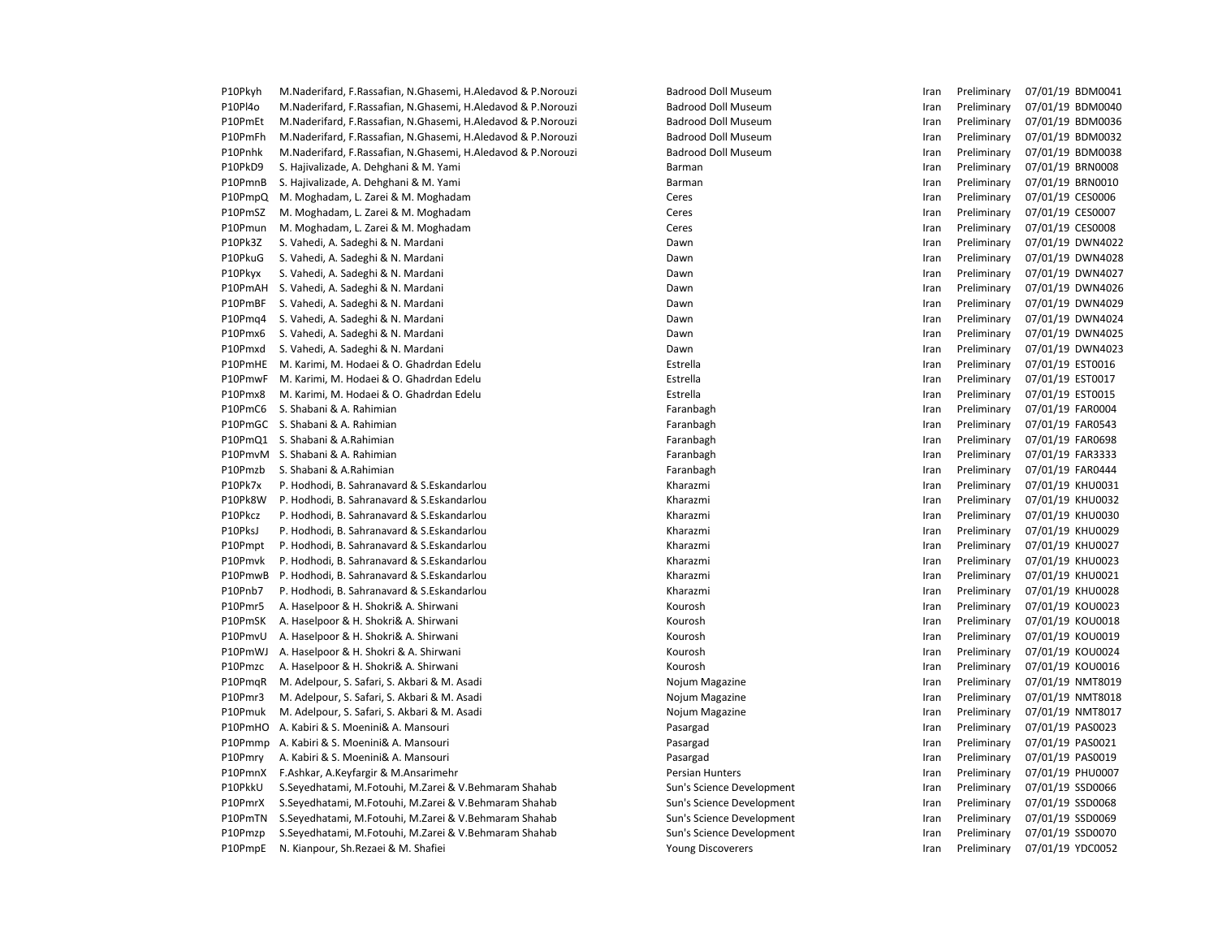| | | | | | | |
|---|---|---|---|---|---|---|
| P10Pkyh | M.Naderifard, F.Rassafian, N.Ghasemi, H.Aledavod & P.Norouzi | Badrood Doll Museum | Iran | Preliminary | 07/01/19 | BDM0041 |
| P10Pl4o | M.Naderifard, F.Rassafian, N.Ghasemi, H.Aledavod & P.Norouzi | Badrood Doll Museum | Iran | Preliminary | 07/01/19 | BDM0040 |
| P10PmEt | M.Naderifard, F.Rassafian, N.Ghasemi, H.Aledavod & P.Norouzi | Badrood Doll Museum | Iran | Preliminary | 07/01/19 | BDM0036 |
| P10PmFh | M.Naderifard, F.Rassafian, N.Ghasemi, H.Aledavod & P.Norouzi | Badrood Doll Museum | Iran | Preliminary | 07/01/19 | BDM0032 |
| P10Pnhk | M.Naderifard, F.Rassafian, N.Ghasemi, H.Aledavod & P.Norouzi | Badrood Doll Museum | Iran | Preliminary | 07/01/19 | BDM0038 |
| P10PkD9 | S. Hajivalizade, A. Dehghani & M. Yami | Barman | Iran | Preliminary | 07/01/19 | BRN0008 |
| P10PmnB | S. Hajivalizade, A. Dehghani & M. Yami | Barman | Iran | Preliminary | 07/01/19 | BRN0010 |
| P10PmpQ | M. Moghadam, L. Zarei & M. Moghadam | Ceres | Iran | Preliminary | 07/01/19 | CES0006 |
| P10PmSZ | M. Moghadam, L. Zarei & M. Moghadam | Ceres | Iran | Preliminary | 07/01/19 | CES0007 |
| P10Pmun | M. Moghadam, L. Zarei & M. Moghadam | Ceres | Iran | Preliminary | 07/01/19 | CES0008 |
| P10Pk3Z | S. Vahedi, A. Sadeghi & N. Mardani | Dawn | Iran | Preliminary | 07/01/19 | DWN4022 |
| P10PkuG | S. Vahedi, A. Sadeghi & N. Mardani | Dawn | Iran | Preliminary | 07/01/19 | DWN4028 |
| P10Pkyx | S. Vahedi, A. Sadeghi & N. Mardani | Dawn | Iran | Preliminary | 07/01/19 | DWN4027 |
| P10PmAH | S. Vahedi, A. Sadeghi & N. Mardani | Dawn | Iran | Preliminary | 07/01/19 | DWN4026 |
| P10PmBF | S. Vahedi, A. Sadeghi & N. Mardani | Dawn | Iran | Preliminary | 07/01/19 | DWN4029 |
| P10Pmq4 | S. Vahedi, A. Sadeghi & N. Mardani | Dawn | Iran | Preliminary | 07/01/19 | DWN4024 |
| P10Pmx6 | S. Vahedi, A. Sadeghi & N. Mardani | Dawn | Iran | Preliminary | 07/01/19 | DWN4025 |
| P10Pmxd | S. Vahedi, A. Sadeghi & N. Mardani | Dawn | Iran | Preliminary | 07/01/19 | DWN4023 |
| P10PmHE | M. Karimi, M. Hodaei & O. Ghadrdan Edelu | Estrella | Iran | Preliminary | 07/01/19 | EST0016 |
| P10PmwF | M. Karimi, M. Hodaei & O. Ghadrdan Edelu | Estrella | Iran | Preliminary | 07/01/19 | EST0017 |
| P10Pmx8 | M. Karimi, M. Hodaei & O. Ghadrdan Edelu | Estrella | Iran | Preliminary | 07/01/19 | EST0015 |
| P10PmC6 | S. Shabani & A. Rahimian | Faranbagh | Iran | Preliminary | 07/01/19 | FAR0004 |
| P10PmGC | S. Shabani & A. Rahimian | Faranbagh | Iran | Preliminary | 07/01/19 | FAR0543 |
| P10PmQ1 | S. Shabani & A.Rahimian | Faranbagh | Iran | Preliminary | 07/01/19 | FAR0698 |
| P10PmvM | S. Shabani & A. Rahimian | Faranbagh | Iran | Preliminary | 07/01/19 | FAR3333 |
| P10Pmzb | S. Shabani & A.Rahimian | Faranbagh | Iran | Preliminary | 07/01/19 | FAR0444 |
| P10Pk7x | P. Hodhodi, B. Sahranavard & S.Eskandarlou | Kharazmi | Iran | Preliminary | 07/01/19 | KHU0031 |
| P10Pk8W | P. Hodhodi, B. Sahranavard & S.Eskandarlou | Kharazmi | Iran | Preliminary | 07/01/19 | KHU0032 |
| P10Pkcz | P. Hodhodi, B. Sahranavard & S.Eskandarlou | Kharazmi | Iran | Preliminary | 07/01/19 | KHU0030 |
| P10PksJ | P. Hodhodi, B. Sahranavard & S.Eskandarlou | Kharazmi | Iran | Preliminary | 07/01/19 | KHU0029 |
| P10Pmpt | P. Hodhodi, B. Sahranavard & S.Eskandarlou | Kharazmi | Iran | Preliminary | 07/01/19 | KHU0027 |
| P10Pmvk | P. Hodhodi, B. Sahranavard & S.Eskandarlou | Kharazmi | Iran | Preliminary | 07/01/19 | KHU0023 |
| P10PmwB | P. Hodhodi, B. Sahranavard & S.Eskandarlou | Kharazmi | Iran | Preliminary | 07/01/19 | KHU0021 |
| P10Pnb7 | P. Hodhodi, B. Sahranavard & S.Eskandarlou | Kharazmi | Iran | Preliminary | 07/01/19 | KHU0028 |
| P10Pmr5 | A. Haselpoor & H. Shokri& A. Shirwani | Kourosh | Iran | Preliminary | 07/01/19 | KOU0023 |
| P10PmSK | A. Haselpoor & H. Shokri& A. Shirwani | Kourosh | Iran | Preliminary | 07/01/19 | KOU0018 |
| P10PmvU | A. Haselpoor & H. Shokri& A. Shirwani | Kourosh | Iran | Preliminary | 07/01/19 | KOU0019 |
| P10PmWJ | A. Haselpoor & H. Shokri & A. Shirwani | Kourosh | Iran | Preliminary | 07/01/19 | KOU0024 |
| P10Pmzc | A. Haselpoor & H. Shokri& A. Shirwani | Kourosh | Iran | Preliminary | 07/01/19 | KOU0016 |
| P10PmqR | M. Adelpour, S. Safari, S. Akbari & M. Asadi | Nojum Magazine | Iran | Preliminary | 07/01/19 | NMT8019 |
| P10Pmr3 | M. Adelpour, S. Safari, S. Akbari & M. Asadi | Nojum Magazine | Iran | Preliminary | 07/01/19 | NMT8018 |
| P10Pmuk | M. Adelpour, S. Safari, S. Akbari & M. Asadi | Nojum Magazine | Iran | Preliminary | 07/01/19 | NMT8017 |
| P10PmHO | A. Kabiri & S. Moenini& A. Mansouri | Pasargad | Iran | Preliminary | 07/01/19 | PAS0023 |
| P10Pmmp | A. Kabiri & S. Moenini& A. Mansouri | Pasargad | Iran | Preliminary | 07/01/19 | PAS0021 |
| P10Pmry | A. Kabiri & S. Moenini& A. Mansouri | Pasargad | Iran | Preliminary | 07/01/19 | PAS0019 |
| P10PmnX | F.Ashkar, A.Keyfargir & M.Ansarimehr | Persian Hunters | Iran | Preliminary | 07/01/19 | PHU0007 |
| P10PkkU | S.Seyedhatami, M.Fotouhi, M.Zarei & V.Behmaram Shahab | Sun's Science Development | Iran | Preliminary | 07/01/19 | SSD0066 |
| P10PmrX | S.Seyedhatami, M.Fotouhi, M.Zarei & V.Behmaram Shahab | Sun's Science Development | Iran | Preliminary | 07/01/19 | SSD0068 |
| P10PmTN | S.Seyedhatami, M.Fotouhi, M.Zarei & V.Behmaram Shahab | Sun's Science Development | Iran | Preliminary | 07/01/19 | SSD0069 |
| P10Pmzp | S.Seyedhatami, M.Fotouhi, M.Zarei & V.Behmaram Shahab | Sun's Science Development | Iran | Preliminary | 07/01/19 | SSD0070 |
| P10PmpE | N. Kianpour, Sh.Rezaei & M. Shafiei | Young Discoverers | Iran | Preliminary | 07/01/19 | YDC0052 |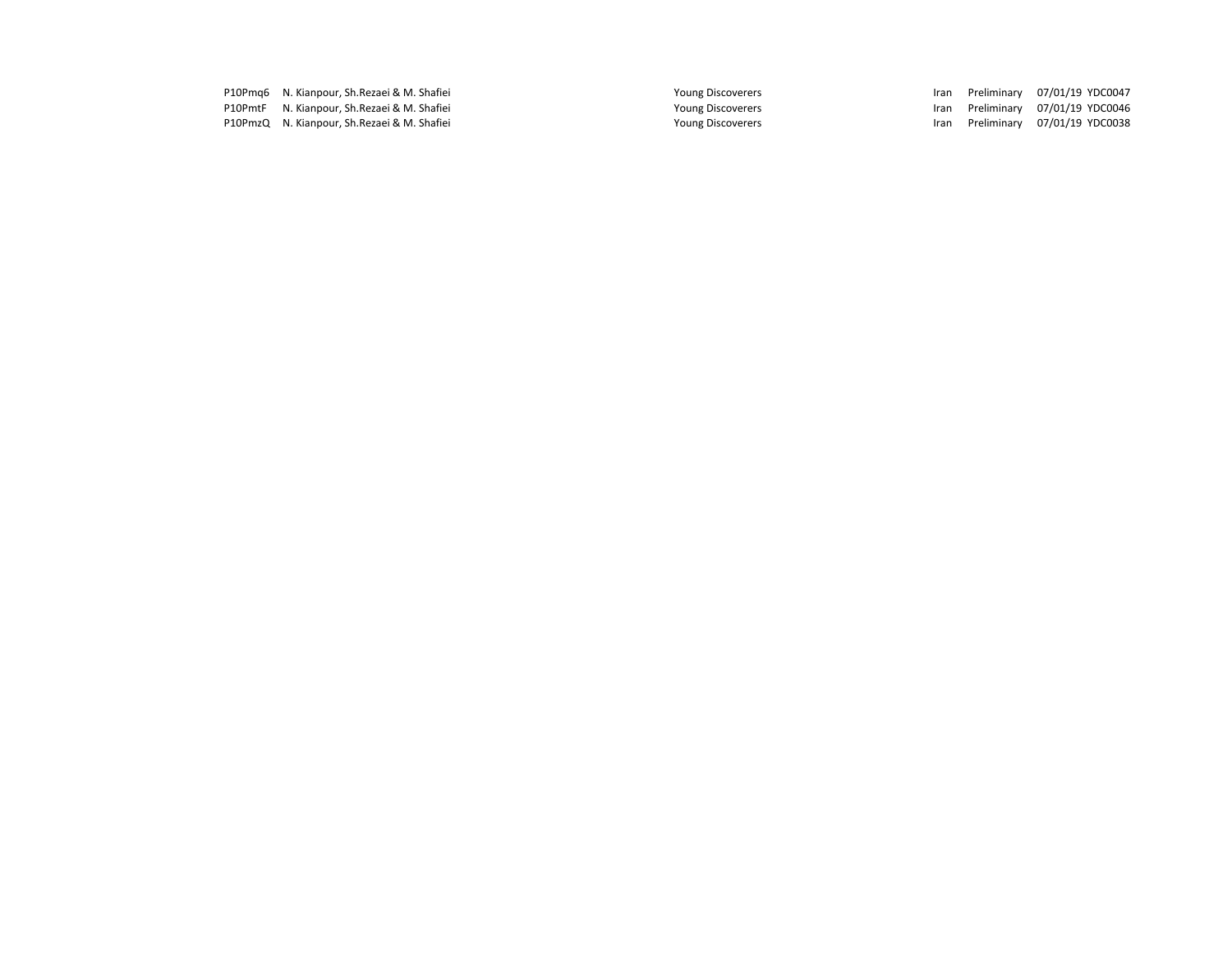| | | | | | | |
|---|---|---|---|---|---|---|
| P10Pmq6 | N. Kianpour, Sh.Rezaei & M. Shafiei | Young Discoverers | Iran | Preliminary | 07/01/19 | YDC0047 |
| P10PmtF | N. Kianpour, Sh.Rezaei & M. Shafiei | Young Discoverers | Iran | Preliminary | 07/01/19 | YDC0046 |
| P10PmzQ | N. Kianpour, Sh.Rezaei & M. Shafiei | Young Discoverers | Iran | Preliminary | 07/01/19 | YDC0038 |